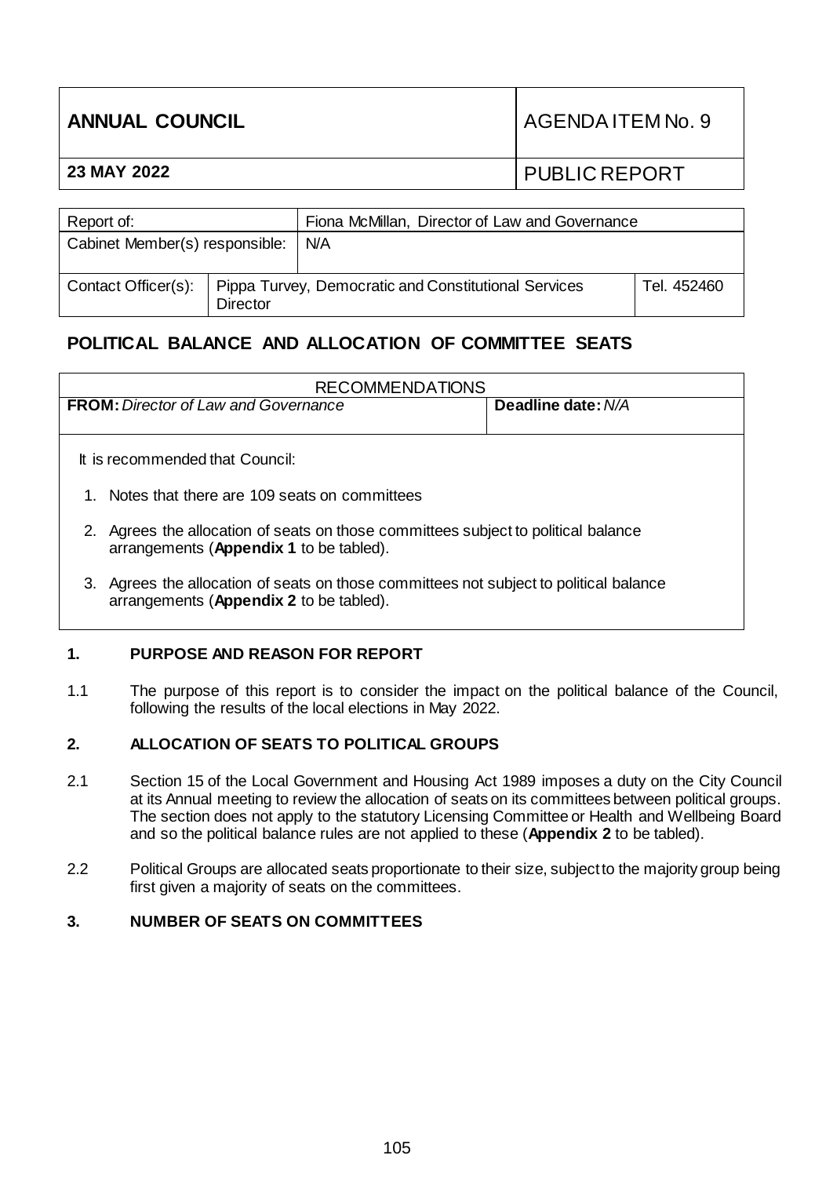| ANNUAL COUNCIL | AGENDA ITEM No. 9 |
| --- | --- |
| **23 MAY 2022** | PUBLIC REPORT |

| Report of: | | Fiona McMillan, Director of Law and Governance | |
| --- | --- | --- | --- |
| Cabinet Member(s) responsible: | | N/A | |
| Contact Officer(s): | Pippa Turvey, Democratic and Constitutional Services Director | | Tel. 452460 |

## POLITICAL BALANCE AND ALLOCATION OF COMMITTEE SEATS

| RECOMMENDATIONS | |
| --- | --- |
| **FROM:** *Director of Law and Governance* | **Deadline date:** *N/A* |

It is recommended that Council:

1. Notes that there are 109 seats on committees
2. Agrees the allocation of seats on those committees subject to political balance arrangements (**Appendix 1** to be tabled).
3. Agrees the allocation of seats on those committees not subject to political balance arrangements (**Appendix 2** to be tabled).

### 1. PURPOSE AND REASON FOR REPORT

1.1 The purpose of this report is to consider the impact on the political balance of the Council, following the results of the local elections in May 2022.

### 2. ALLOCATION OF SEATS TO POLITICAL GROUPS

2.1 Section 15 of the Local Government and Housing Act 1989 imposes a duty on the City Council at its Annual meeting to review the allocation of seats on its committees between political groups. The section does not apply to the statutory Licensing Committee or Health and Wellbeing Board and so the political balance rules are not applied to these (**Appendix 2** to be tabled).

2.2 Political Groups are allocated seats proportionate to their size, subject to the majority group being first given a majority of seats on the committees.

### 3. NUMBER OF SEATS ON COMMITTEES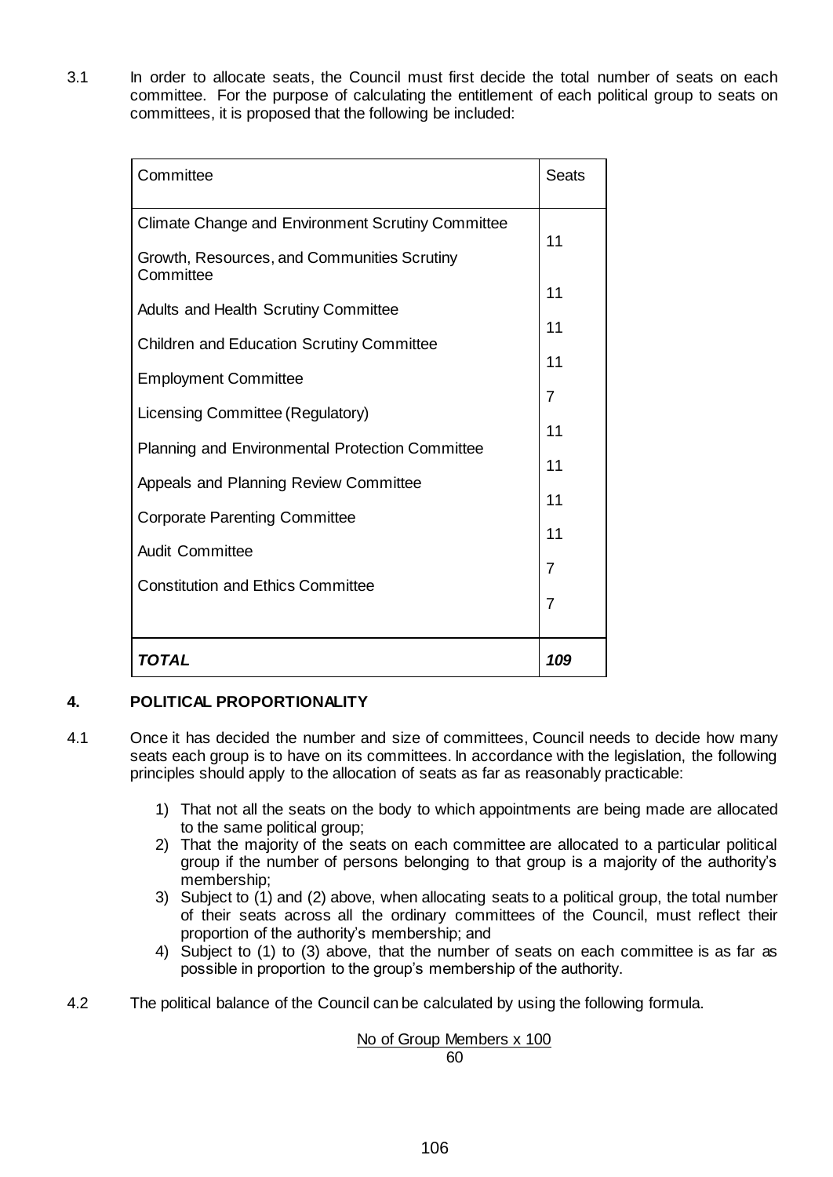3.1 In order to allocate seats, the Council must first decide the total number of seats on each committee. For the purpose of calculating the entitlement of each political group to seats on committees, it is proposed that the following be included:

| Committee | Seats |
|---|---|
| Climate Change and Environment Scrutiny Committee | 11 |
| Growth, Resources, and Communities Scrutiny Committee | 11 |
| Adults and Health Scrutiny Committee | 11 |
| Children and Education Scrutiny Committee | 11 |
| Employment Committee | 7 |
| Licensing Committee (Regulatory) | 11 |
| Planning and Environmental Protection Committee | 11 |
| Appeals and Planning Review Committee | 11 |
| Corporate Parenting Committee | 11 |
| Audit Committee | 7 |
| Constitution and Ethics Committee | 7 |
| ***TOTAL*** | ***109*** |

## 4. POLITICAL PROPORTIONALITY

4.1 Once it has decided the number and size of committees, Council needs to decide how many seats each group is to have on its committees. In accordance with the legislation, the following principles should apply to the allocation of seats as far as reasonably practicable:

1) That not all the seats on the body to which appointments are being made are allocated to the same political group;
2) That the majority of the seats on each committee are allocated to a particular political group if the number of persons belonging to that group is a majority of the authority's membership;
3) Subject to (1) and (2) above, when allocating seats to a political group, the total number of their seats across all the ordinary committees of the Council, must reflect their proportion of the authority's membership; and
4) Subject to (1) to (3) above, that the number of seats on each committee is as far as possible in proportion to the group's membership of the authority.

4.2 The political balance of the Council can be calculated by using the following formula.

$$\frac{\text{No of Group Members x 100}}{60}$$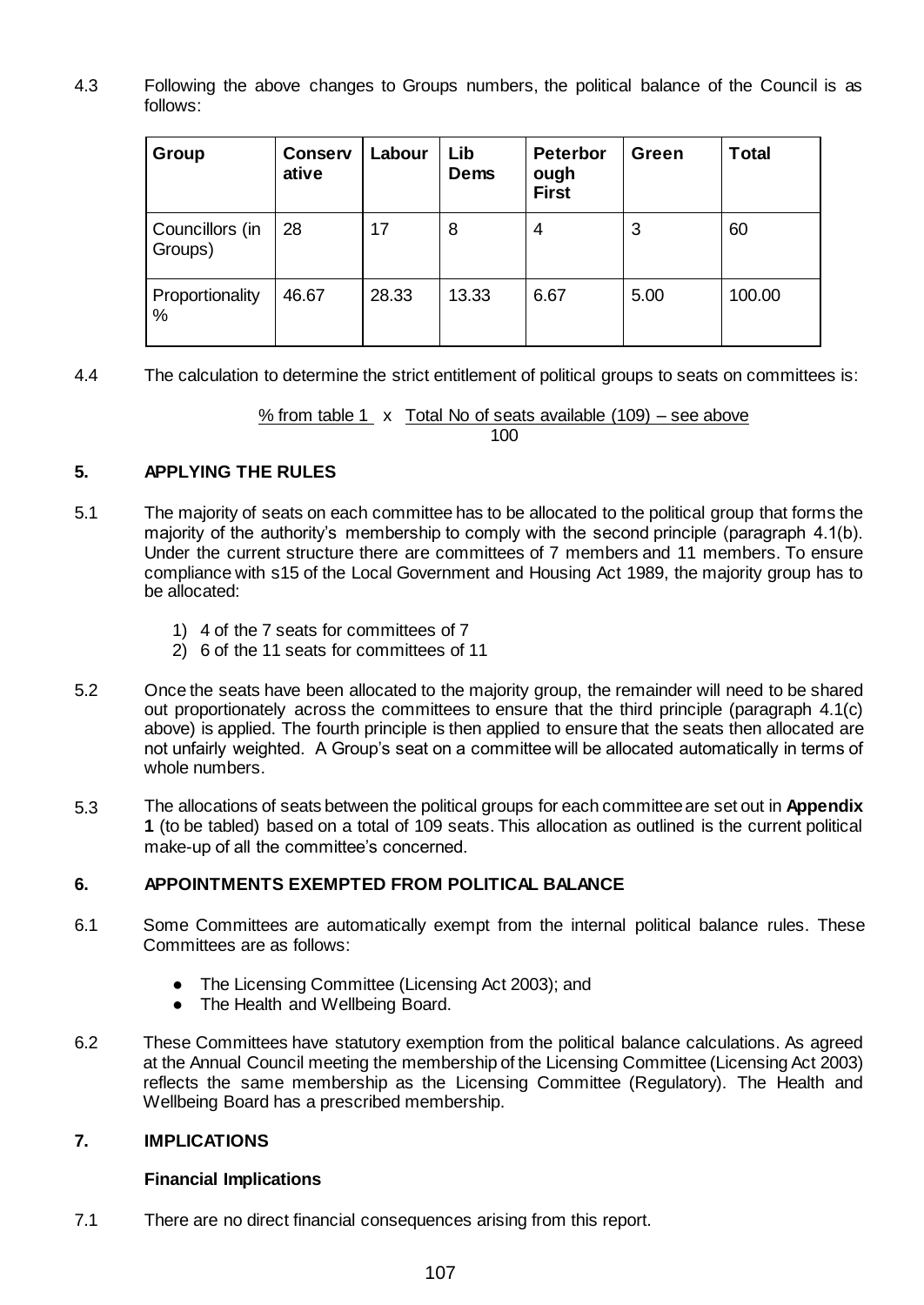4.3 Following the above changes to Groups numbers, the political balance of the Council is as follows:

| Group | Conservative | Labour | Lib Dems | Peterborough First | Green | Total |
|---|---|---|---|---|---|---|
| Councillors (in Groups) | 28 | 17 | 8 | 4 | 3 | 60 |
| Proportionality % | 46.67 | 28.33 | 13.33 | 6.67 | 5.00 | 100.00 |

4.4 The calculation to determine the strict entitlement of political groups to seats on committees is:

$$\frac{\text{\% from table 1} \times \text{Total No of seats available (109) – see above}}{100}$$

## 5. APPLYING THE RULES

5.1 The majority of seats on each committee has to be allocated to the political group that forms the majority of the authority's membership to comply with the second principle (paragraph 4.1(b). Under the current structure there are committees of 7 members and 11 members. To ensure compliance with s15 of the Local Government and Housing Act 1989, the majority group has to be allocated:

1) 4 of the 7 seats for committees of 7
2) 6 of the 11 seats for committees of 11

5.2 Once the seats have been allocated to the majority group, the remainder will need to be shared out proportionately across the committees to ensure that the third principle (paragraph 4.1(c) above) is applied. The fourth principle is then applied to ensure that the seats then allocated are not unfairly weighted. A Group's seat on a committee will be allocated automatically in terms of whole numbers.

5.3 The allocations of seats between the political groups for each committee are set out in **Appendix 1** (to be tabled) based on a total of 109 seats. This allocation as outlined is the current political make-up of all the committee's concerned.

## 6. APPOINTMENTS EXEMPTED FROM POLITICAL BALANCE

6.1 Some Committees are automatically exempt from the internal political balance rules. These Committees are as follows:

- The Licensing Committee (Licensing Act 2003); and
- The Health and Wellbeing Board.

6.2 These Committees have statutory exemption from the political balance calculations. As agreed at the Annual Council meeting the membership of the Licensing Committee (Licensing Act 2003) reflects the same membership as the Licensing Committee (Regulatory). The Health and Wellbeing Board has a prescribed membership.

## 7. IMPLICATIONS

### Financial Implications

7.1 There are no direct financial consequences arising from this report.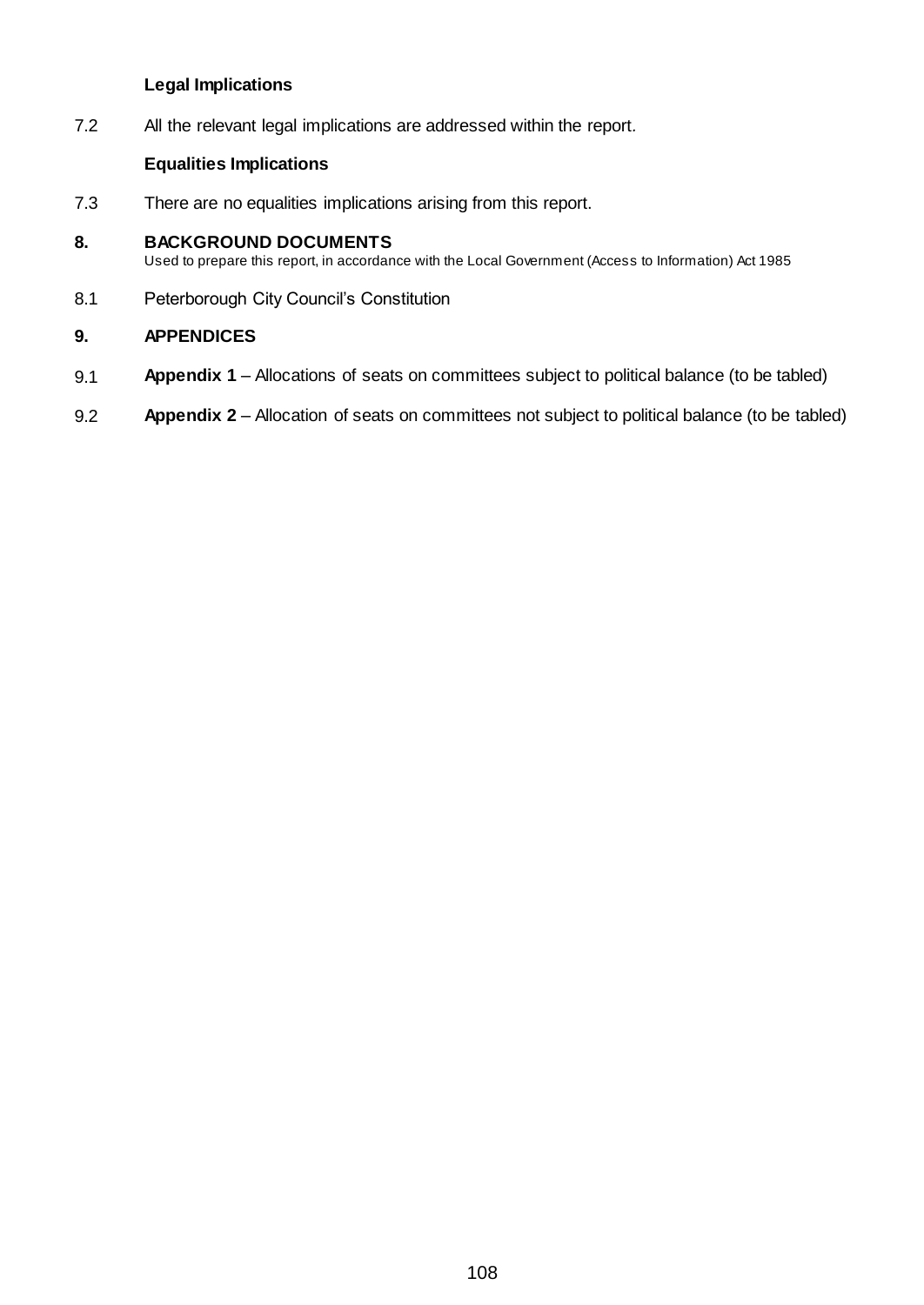**Legal Implications**

7.2 All the relevant legal implications are addressed within the report.

**Equalities Implications**

7.3 There are no equalities implications arising from this report.

## 8. BACKGROUND DOCUMENTS

Used to prepare this report, in accordance with the Local Government (Access to Information) Act 1985

8.1 Peterborough City Council's Constitution

## 9. APPENDICES

9.1 **Appendix 1** – Allocations of seats on committees subject to political balance (to be tabled)

9.2 **Appendix 2** – Allocation of seats on committees not subject to political balance (to be tabled)